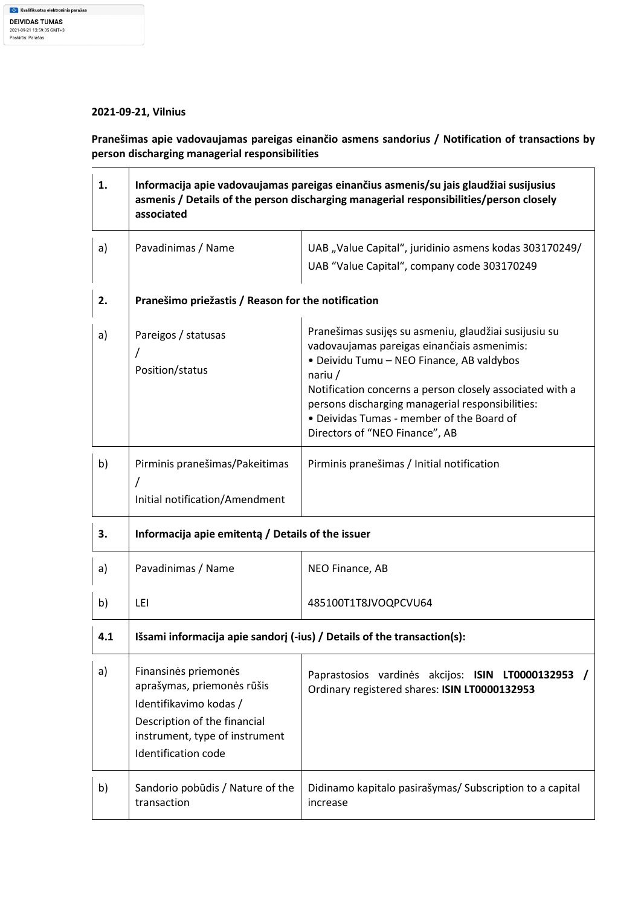Kvalifikuotas elektroninis parašas
DEIVIDAS TUMAS
2021-09-21 13:59:05 GMT+3
Paskirtis: Parašas

**2021-09-21, Vilnius**

**Pranešimas apie vadovaujamas pareigas einančio asmens sandorius / Notification of transactions by person discharging managerial responsibilities**

| | | |
|---|---|---|
| **1.** | **Informacija apie vadovaujamas pareigas einančius asmenis/su jais glaudžiai susijusius asmenis / Details of the person discharging managerial responsibilities/person closely associated** | |
| a) | Pavadinimas / Name | UAB „Value Capital“, juridinio asmens kodas 303170249/ UAB “Value Capital“, company code 303170249 |
| **2.** | **Pranešimo priežastis / Reason for the notification** | |
| a) | Pareigos / statusas / Position/status | Pranešimas susijęs su asmeniu, glaudžiai susijusiu su vadovaujamas pareigas einančiais asmenimis: • Deividu Tumu – NEO Finance, AB valdybos nariu / Notification concerns a person closely associated with a persons discharging managerial responsibilities: • Deividas Tumas - member of the Board of Directors of “NEO Finance”, AB |
| b) | Pirminis pranešimas/Pakeitimas / Initial notification/Amendment | Pirminis pranešimas / Initial notification |
| **3.** | **Informacija apie emitentą / Details of the issuer** | |
| a) | Pavadinimas / Name | NEO Finance, AB |
| b) | LEI | 485100T1T8JVOQPCVU64 |
| **4.1** | **Išsami informacija apie sandorį (-ius) / Details of the transaction(s):** | |
| a) | Finansinės priemonės aprašymas, priemonės rūšis Identifikavimo kodas / Description of the financial instrument, type of instrument Identification code | Paprastosios vardinės akcijos: **ISIN LT0000132953 /** Ordinary registered shares: **ISIN LT0000132953** |
| b) | Sandorio pobūdis / Nature of the transaction | Didinamo kapitalo pasirašymas/ Subscription to a capital increase |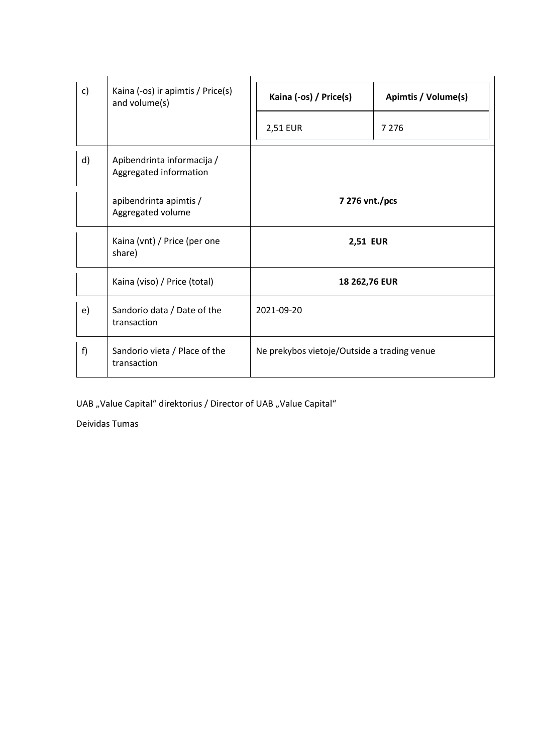| | | | |
|---|---|---|---|
| c) | Kaina (-os) ir apimtis / Price(s) and volume(s) | **Kaina (-os) / Price(s)** | **Apimtis / Volume(s)** |
| | | 2,51 EUR | 7 276 |
| d) | Apibendrinta informacija / Aggregated information | | |
| | apibendrinta apimtis / Aggregated volume | **7 276 vnt./pcs** | |
| | Kaina (vnt) / Price (per one share) | **2,51 EUR** | |
| | Kaina (viso) / Price (total) | **18 262,76 EUR** | |
| e) | Sandorio data / Date of the transaction | 2021-09-20 | |
| f) | Sandorio vieta / Place of the transaction | Ne prekybos vietoje/Outside a trading venue | |

UAB „Value Capital" direktorius / Director of UAB „Value Capital"

Deividas Tumas